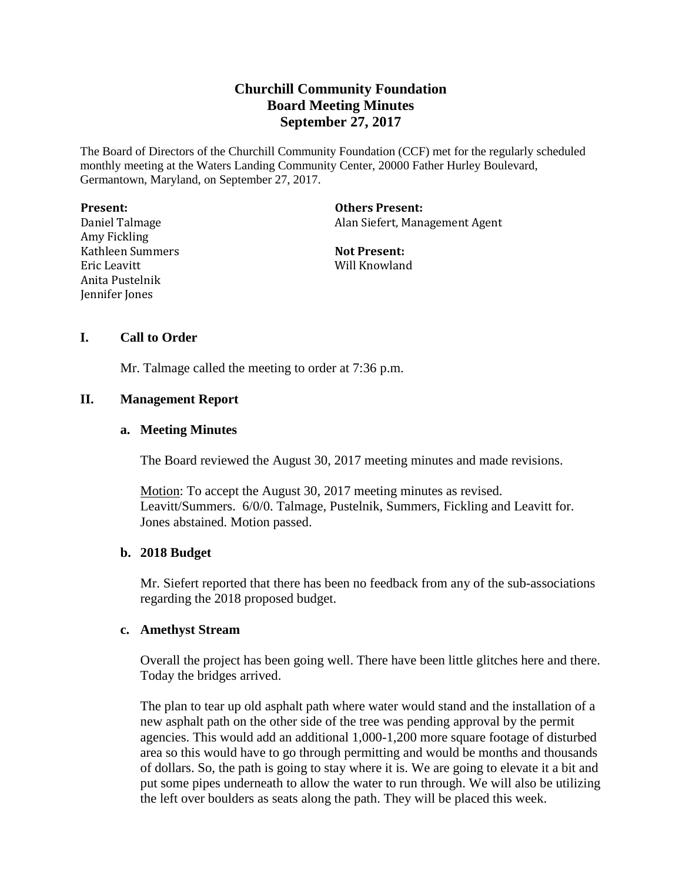# Churchill Community Foundation
## Board Meeting Minutes
### September 27, 2017

The Board of Directors of the Churchill Community Foundation (CCF) met for the regularly scheduled monthly meeting at the Waters Landing Community Center, 20000 Father Hurley Boulevard, Germantown, Maryland, on September 27, 2017.

**Present:**
Daniel Talmage
Amy Fickling
Kathleen Summers
Eric Leavitt
Anita Pustelnik
Jennifer Jones

**Others Present:**
Alan Siefert, Management Agent

**Not Present:**
Will Knowland

## I. Call to Order

Mr. Talmage called the meeting to order at 7:36 p.m.

## II. Management Report

### a. Meeting Minutes

The Board reviewed the August 30, 2017 meeting minutes and made revisions.

Motion: To accept the August 30, 2017 meeting minutes as revised. Leavitt/Summers. 6/0/0. Talmage, Pustelnik, Summers, Fickling and Leavitt for. Jones abstained. Motion passed.

### b. 2018 Budget

Mr. Siefert reported that there has been no feedback from any of the sub-associations regarding the 2018 proposed budget.

### c. Amethyst Stream

Overall the project has been going well. There have been little glitches here and there. Today the bridges arrived.

The plan to tear up old asphalt path where water would stand and the installation of a new asphalt path on the other side of the tree was pending approval by the permit agencies. This would add an additional 1,000-1,200 more square footage of disturbed area so this would have to go through permitting and would be months and thousands of dollars. So, the path is going to stay where it is. We are going to elevate it a bit and put some pipes underneath to allow the water to run through. We will also be utilizing the left over boulders as seats along the path. They will be placed this week.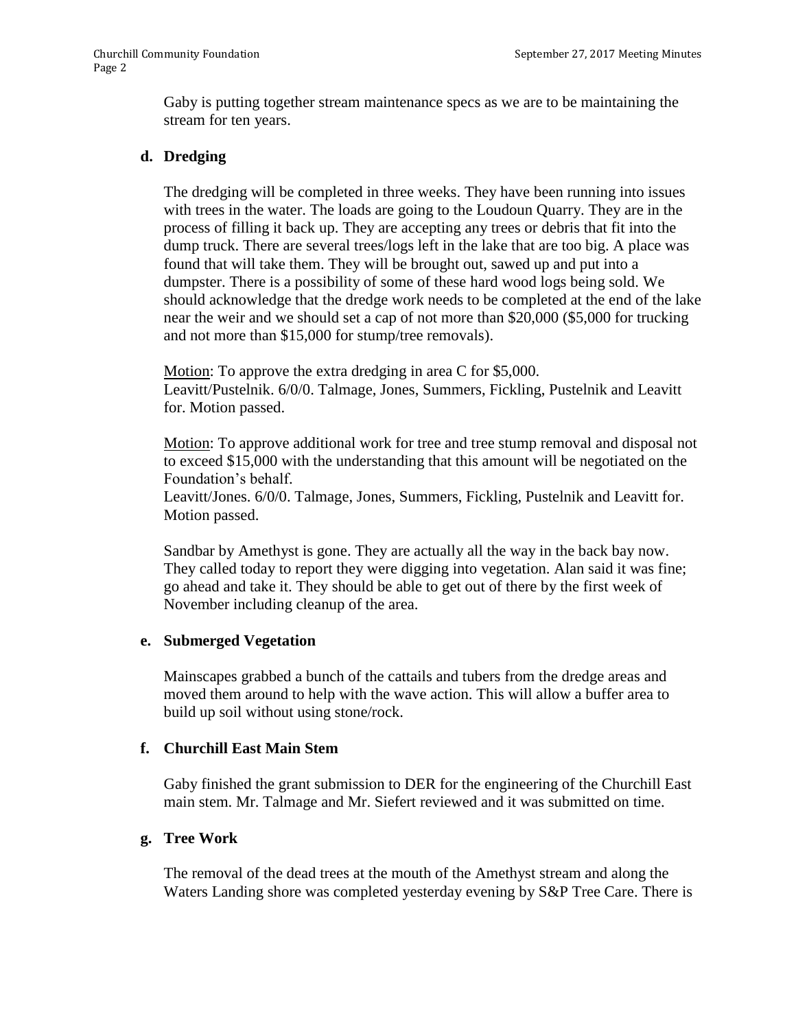Gaby is putting together stream maintenance specs as we are to be maintaining the stream for ten years.

**d. Dredging**

The dredging will be completed in three weeks. They have been running into issues with trees in the water. The loads are going to the Loudoun Quarry. They are in the process of filling it back up. They are accepting any trees or debris that fit into the dump truck. There are several trees/logs left in the lake that are too big. A place was found that will take them. They will be brought out, sawed up and put into a dumpster. There is a possibility of some of these hard wood logs being sold. We should acknowledge that the dredge work needs to be completed at the end of the lake near the weir and we should set a cap of not more than $20,000 ($5,000 for trucking and not more than $15,000 for stump/tree removals).

Motion: To approve the extra dredging in area C for $5,000.
Leavitt/Pustelnik. 6/0/0. Talmage, Jones, Summers, Fickling, Pustelnik and Leavitt for. Motion passed.

Motion: To approve additional work for tree and tree stump removal and disposal not to exceed $15,000 with the understanding that this amount will be negotiated on the Foundation's behalf.
Leavitt/Jones. 6/0/0. Talmage, Jones, Summers, Fickling, Pustelnik and Leavitt for. Motion passed.

Sandbar by Amethyst is gone. They are actually all the way in the back bay now. They called today to report they were digging into vegetation. Alan said it was fine; go ahead and take it. They should be able to get out of there by the first week of November including cleanup of the area.

**e. Submerged Vegetation**

Mainscapes grabbed a bunch of the cattails and tubers from the dredge areas and moved them around to help with the wave action. This will allow a buffer area to build up soil without using stone/rock.

**f. Churchill East Main Stem**

Gaby finished the grant submission to DER for the engineering of the Churchill East main stem. Mr. Talmage and Mr. Siefert reviewed and it was submitted on time.

**g. Tree Work**

The removal of the dead trees at the mouth of the Amethyst stream and along the Waters Landing shore was completed yesterday evening by S&P Tree Care. There is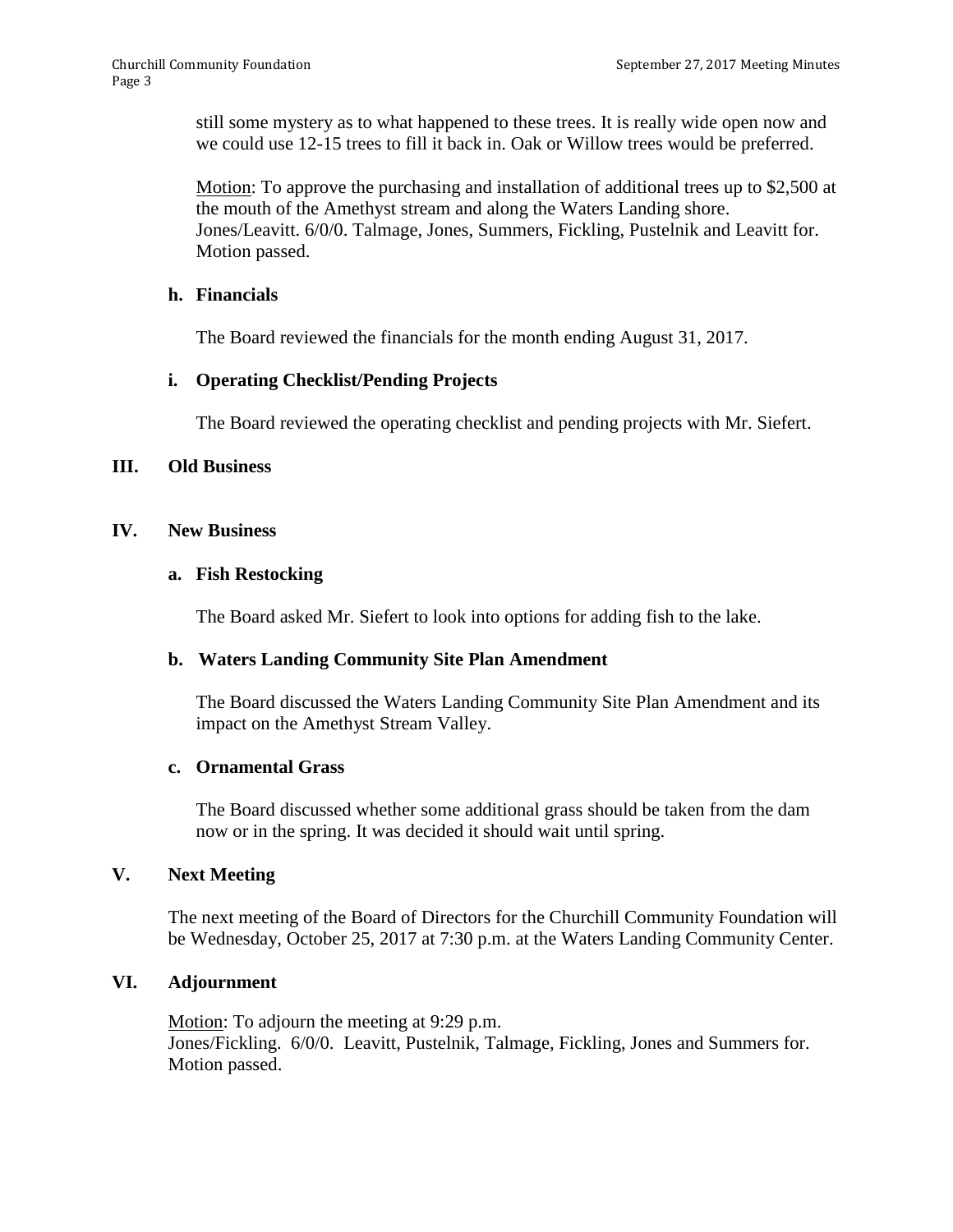still some mystery as to what happened to these trees. It is really wide open now and we could use 12-15 trees to fill it back in. Oak or Willow trees would be preferred.

Motion: To approve the purchasing and installation of additional trees up to $2,500 at the mouth of the Amethyst stream and along the Waters Landing shore. Jones/Leavitt. 6/0/0. Talmage, Jones, Summers, Fickling, Pustelnik and Leavitt for. Motion passed.

**h. Financials**

The Board reviewed the financials for the month ending August 31, 2017.

**i. Operating Checklist/Pending Projects**

The Board reviewed the operating checklist and pending projects with Mr. Siefert.

## III. Old Business

## IV. New Business

**a. Fish Restocking**

The Board asked Mr. Siefert to look into options for adding fish to the lake.

**b. Waters Landing Community Site Plan Amendment**

The Board discussed the Waters Landing Community Site Plan Amendment and its impact on the Amethyst Stream Valley.

**c. Ornamental Grass**

The Board discussed whether some additional grass should be taken from the dam now or in the spring. It was decided it should wait until spring.

## V. Next Meeting

The next meeting of the Board of Directors for the Churchill Community Foundation will be Wednesday, October 25, 2017 at 7:30 p.m. at the Waters Landing Community Center.

## VI. Adjournment

Motion: To adjourn the meeting at 9:29 p.m.
Jones/Fickling. 6/0/0. Leavitt, Pustelnik, Talmage, Fickling, Jones and Summers for. Motion passed.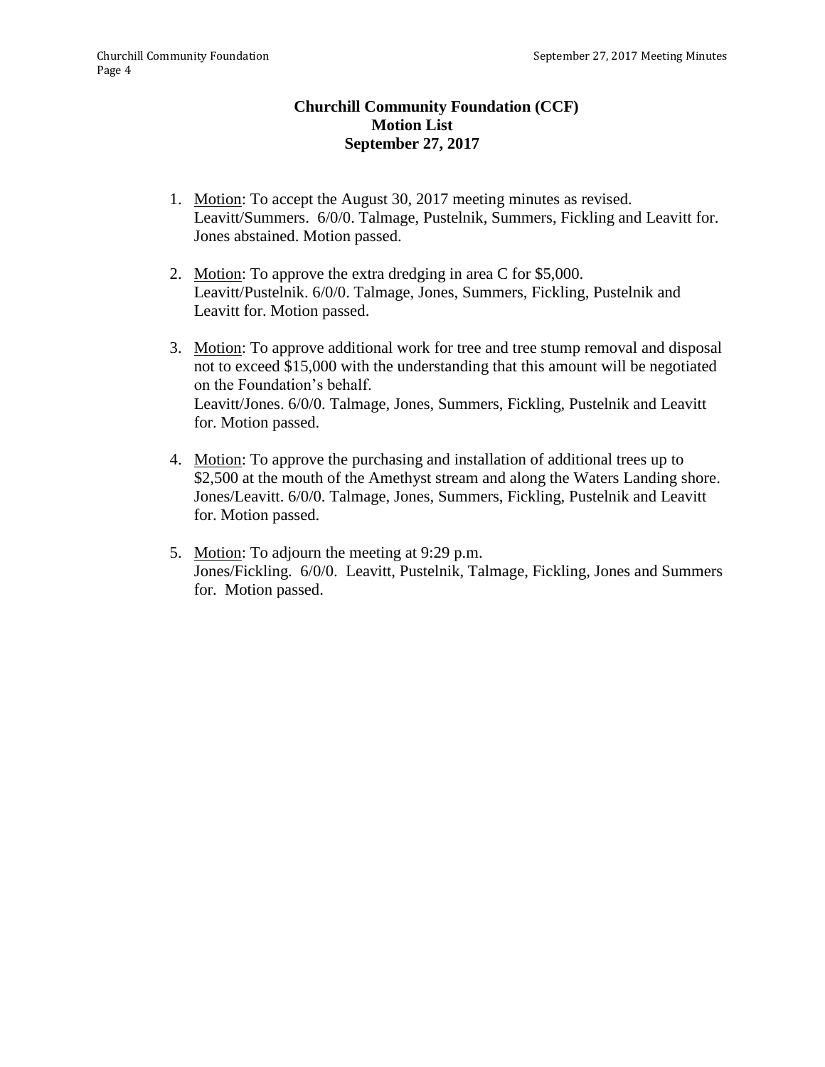# Churchill Community Foundation (CCF)
## Motion List
## September 27, 2017

1. Motion: To accept the August 30, 2017 meeting minutes as revised.
   Leavitt/Summers. 6/0/0. Talmage, Pustelnik, Summers, Fickling and Leavitt for. Jones abstained. Motion passed.

2. Motion: To approve the extra dredging in area C for $5,000.
   Leavitt/Pustelnik. 6/0/0. Talmage, Jones, Summers, Fickling, Pustelnik and Leavitt for. Motion passed.

3. Motion: To approve additional work for tree and tree stump removal and disposal not to exceed $15,000 with the understanding that this amount will be negotiated on the Foundation's behalf.
   Leavitt/Jones. 6/0/0. Talmage, Jones, Summers, Fickling, Pustelnik and Leavitt for. Motion passed.

4. Motion: To approve the purchasing and installation of additional trees up to $2,500 at the mouth of the Amethyst stream and along the Waters Landing shore.
   Jones/Leavitt. 6/0/0. Talmage, Jones, Summers, Fickling, Pustelnik and Leavitt for. Motion passed.

5. Motion: To adjourn the meeting at 9:29 p.m.
   Jones/Fickling. 6/0/0. Leavitt, Pustelnik, Talmage, Fickling, Jones and Summers for. Motion passed.